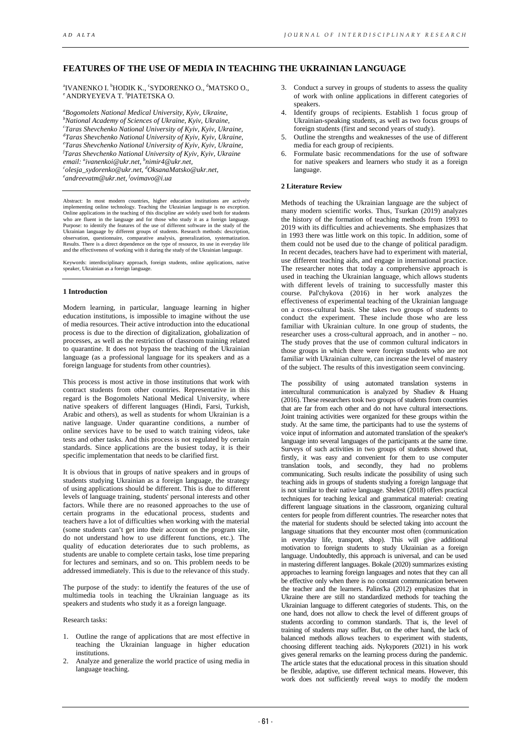# FEATURES OF THE USE OF MEDIA IN TEACHING THE UKRAINIAN LANGUAGE

[a]IVANENKO I. [b]HODIK K., [c]SYDORENKO O., [d]MATSKO O., [e] ANDRYEYEVA T. [f]PIATETSKA O.

*[a]Bogomolets National Medical University, Kyiv, Ukraine,*
*[b]National Academy of Sciences of Ukraine, Kyiv, Ukraine,*
*[c]Taras Shevchenko National University of Kyiv, Kyiv, Ukraine,*
*[d]Taras Shevchenko National University of Kyiv, Kyiv, Ukraine,*
*[e]Taras Shevchenko National University of Kyiv, Kyiv, Ukraine,*
*[f]Taras Shevchenko National University of Kyiv, Kyiv, Ukraine*
*email: [a]ivanenkoi@ukr.net, [b]nimir4@ukr.net,*
*[c]olesja_sydorenko@ukr.net, [d]OksanaMatsko@ukr.net,*
*[e]andreevatm@ukr.net, [f]ovimavo@i.ua*

Abstract: In most modern countries, higher education institutions are actively implementing online technology. Teaching the Ukrainian language is no exception. Online applications in the teaching of this discipline are widely used both for students who are fluent in the language and for those who study it as a foreign language. Purpose: to identify the features of the use of different software in the study of the Ukrainian language by different groups of students. Research methods: description, observation, questionnaire, comparative analysis, generalization, systematization. Results. There is a direct dependence on the type of resource, its use in everyday life and the effectiveness of working with it during the study of the Ukrainian language.

Keywords: interdisciplinary approach, foreign students, online applications, native speaker, Ukrainian as a foreign language.

## 1 Introduction

Modern learning, in particular, language learning in higher education institutions, is impossible to imagine without the use of media resources. Their active introduction into the educational process is due to the direction of digitalization, globalization of processes, as well as the restriction of classroom training related to quarantine. It does not bypass the teaching of the Ukrainian language (as a professional language for its speakers and as a foreign language for students from other countries).

This process is most active in those institutions that work with contract students from other countries. Representative in this regard is the Bogomolets National Medical University, where native speakers of different languages (Hindi, Farsi, Turkish, Arabic and others), as well as students for whom Ukrainian is a native language. Under quarantine conditions, a number of online services have to be used to watch training videos, take tests and other tasks. And this process is not regulated by certain standards. Since applications are the busiest today, it is their specific implementation that needs to be clarified first.

It is obvious that in groups of native speakers and in groups of students studying Ukrainian as a foreign language, the strategy of using applications should be different. This is due to different levels of language training, students' personal interests and other factors. While there are no reasoned approaches to the use of certain programs in the educational process, students and teachers have a lot of difficulties when working with the material (some students can't get into their account on the program site, do not understand how to use different functions, etc.). The quality of education deteriorates due to such problems, as students are unable to complete certain tasks, lose time preparing for lectures and seminars, and so on. This problem needs to be addressed immediately. This is due to the relevance of this study.

The purpose of the study: to identify the features of the use of multimedia tools in teaching the Ukrainian language as its speakers and students who study it as a foreign language.

Research tasks:

1. Outline the range of applications that are most effective in teaching the Ukrainian language in higher education institutions.
2. Analyze and generalize the world practice of using media in language teaching.
3. Conduct a survey in groups of students to assess the quality of work with online applications in different categories of speakers.
4. Identify groups of recipients. Establish 1 focus group of Ukrainian-speaking students, as well as two focus groups of foreign students (first and second years of study).
5. Outline the strengths and weaknesses of the use of different media for each group of recipients.
6. Formulate basic recommendations for the use of software for native speakers and learners who study it as a foreign language.

## 2 Literature Review

Methods of teaching the Ukrainian language are the subject of many modern scientific works. Thus, Tsurkan (2019) analyzes the history of the formation of teaching methods from 1993 to 2019 with its difficulties and achievements. She emphasizes that in 1993 there was little work on this topic. In addition, some of them could not be used due to the change of political paradigm. In recent decades, teachers have had to experiment with material, use different teaching aids, and engage in international practice. The researcher notes that today a comprehensive approach is used in teaching the Ukrainian language, which allows students with different levels of training to successfully master this course. Pal'chykova (2016) in her work analyzes the effectiveness of experimental teaching of the Ukrainian language on a cross-cultural basis. She takes two groups of students to conduct the experiment. These include those who are less familiar with Ukrainian culture. In one group of students, the researcher uses a cross-cultural approach, and in another – no. The study proves that the use of common cultural indicators in those groups in which there were foreign students who are not familiar with Ukrainian culture, can increase the level of mastery of the subject. The results of this investigation seem convincing.

The possibility of using automated translation systems in intercultural communication is analyzed by Shadiev & Huang (2016). These researchers took two groups of students from countries that are far from each other and do not have cultural intersections. Joint training activities were organized for these groups within the study. At the same time, the participants had to use the systems of voice input of information and automated translation of the speaker's language into several languages of the participants at the same time. Surveys of such activities in two groups of students showed that, firstly, it was easy and convenient for them to use computer translation tools, and secondly, they had no problems communicating. Such results indicate the possibility of using such teaching aids in groups of students studying a foreign language that is not similar to their native language. Shelest (2018) offers practical techniques for teaching lexical and grammatical material: creating different language situations in the classroom, organizing cultural centers for people from different countries. The researcher notes that the material for students should be selected taking into account the language situations that they encounter most often (communication in everyday life, transport, shop). This will give additional motivation to foreign students to study Ukrainian as a foreign language. Undoubtedly, this approach is universal, and can be used in mastering different languages. Bokale (2020) summarizes existing approaches to learning foreign languages and notes that they can all be effective only when there is no constant communication between the teacher and the learners. Palins'ka (2012) emphasizes that in Ukraine there are still no standardized methods for teaching the Ukrainian language to different categories of students. This, on the one hand, does not allow to check the level of different groups of students according to common standards. That is, the level of training of students may suffer. But, on the other hand, the lack of balanced methods allows teachers to experiment with students, choosing different teaching aids. Nykyporets (2021) in his work gives general remarks on the learning process during the pandemic. The article states that the educational process in this situation should be flexible, adaptive, use different technical means. However, this work does not sufficiently reveal ways to modify the modern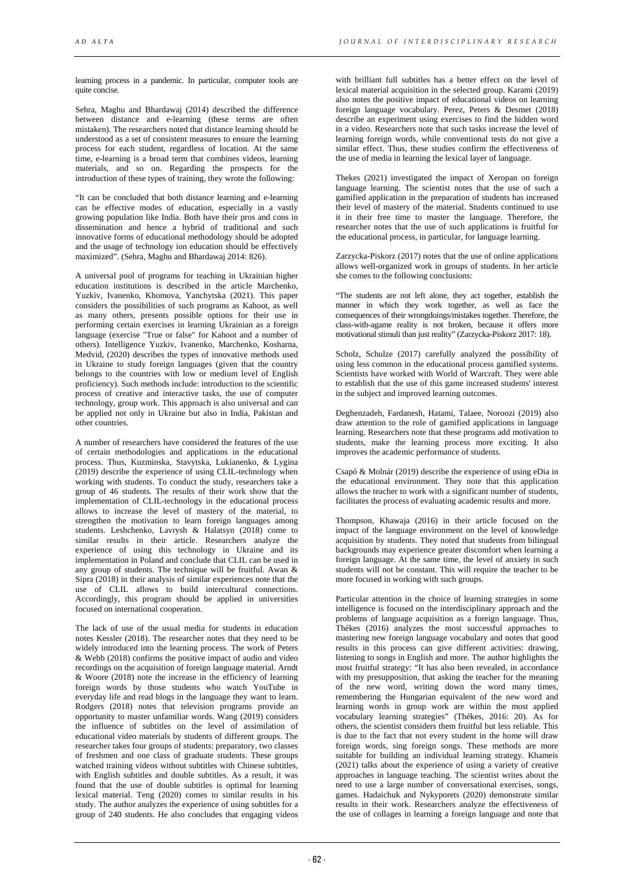learning process in a pandemic. In particular, computer tools are quite concise.

Sehra, Maghu and Bhardawaj (2014) described the difference between distance and e-learning (these terms are often mistaken). The researchers noted that distance learning should be understood as a set of consistent measures to ensure the learning process for each student, regardless of location. At the same time, e-learning is a broad term that combines videos, learning materials, and so on. Regarding the prospects for the introduction of these types of training, they wrote the following:

"It can be concluded that both distance learning and e-learning can be effective modes of education, especially in a vastly growing population like India. Both have their pros and cons in dissemination and hence a hybrid of traditional and such innovative forms of educational methodology should be adopted and the usage of technology ion education should be effectively maximized". (Sehra, Maghu and Bhardawaj 2014: 826).

A universal pool of programs for teaching in Ukrainian higher education institutions is described in the article Marchenko, Yuzkiv, Ivanenko, Khomova, Yanchytska (2021). This paper considers the possibilities of such programs as Kahoot, as well as many others, presents possible options for their use in performing certain exercises in learning Ukrainian as a foreign language (exercise "True or false" for Kahoot and a number of others). Intelligence Yuzkiv, Ivanenko, Marchenko, Kosharna, Medvid, (2020) describes the types of innovative methods used in Ukraine to study foreign languages (given that the country belongs to the countries with low or medium level of English proficiency). Such methods include: introduction to the scientific process of creative and interactive tasks, the use of computer technology, group work. This approach is also universal and can be applied not only in Ukraine but also in India, Pakistan and other countries.

A number of researchers have considered the features of the use of certain methodologies and applications in the educational process. Thus, Kuzminska, Stavytska, Lukianenko, & Lygina (2019) describe the experience of using CLIL-technology when working with students. To conduct the study, researchers take a group of 46 students. The results of their work show that the implementation of CLIL-technology in the educational process allows to increase the level of mastery of the material, to strengthen the motivation to learn foreign languages among students. Leshchenko, Lavrysh & Halatsyn (2018) come to similar results in their article. Researchers analyze the experience of using this technology in Ukraine and its implementation in Poland and conclude that CLIL can be used in any group of students. The technique will be fruitful. Awan & Sipra (2018) in their analysis of similar experiences note that the use of CLIL allows to build intercultural connections. Accordingly, this program should be applied in universities focused on international cooperation.

The lack of use of the usual media for students in education notes Kessler (2018). The researcher notes that they need to be widely introduced into the learning process. The work of Peters & Webb (2018) confirms the positive impact of audio and video recordings on the acquisition of foreign language material. Arndt & Woore (2018) note the increase in the efficiency of learning foreign words by those students who watch YouTube in everyday life and read blogs in the language they want to learn. Rodgers (2018) notes that television programs provide an opportunity to master unfamiliar words. Wang (2019) considers the influence of subtitles on the level of assimilation of educational video materials by students of different groups. The researcher takes four groups of students: preparatory, two classes of freshmen and one class of graduate students. These groups watched training videos without subtitles with Chinese subtitles, with English subtitles and double subtitles. As a result, it was found that the use of double subtitles is optimal for learning lexical material. Teng (2020) comes to similar results in his study. The author analyzes the experience of using subtitles for a group of 240 students. He also concludes that engaging videos with brilliant full subtitles has a better effect on the level of lexical material acquisition in the selected group. Karami (2019) also notes the positive impact of educational videos on learning foreign language vocabulary. Perez, Peters & Desmet (2018) describe an experiment using exercises to find the hidden word in a video. Researchers note that such tasks increase the level of learning foreign words, while conventional tests do not give a similar effect. Thus, these studies confirm the effectiveness of the use of media in learning the lexical layer of language.

Thekes (2021) investigated the impact of Xeropan on foreign language learning. The scientist notes that the use of such a gamified application in the preparation of students has increased their level of mastery of the material. Students continued to use it in their free time to master the language. Therefore, the researcher notes that the use of such applications is fruitful for the educational process, in particular, for language learning.

Zarzycka-Piskorz (2017) notes that the use of online applications allows well-organized work in groups of students. In her article she comes to the following conclusions:

"The students are not left alone, they act together, establish the manner in which they work together, as well as face the consequences of their wrongdoings/mistakes together. Therefore, the class-with-agame reality is not broken, because it offers more motivational stimuli than just reality" (Zarzycka-Piskorz 2017: 18).

Scholz, Schulze (2017) carefully analyzed the possibility of using less common in the educational process gamified systems. Scientists have worked with World of Warcraft. They were able to establish that the use of this game increased students' interest in the subject and improved learning outcomes.

Deghenzadeh, Fardanesh, Hatami, Talaee, Noroozi (2019) also draw attention to the role of gamified applications in language learning. Researchers note that these programs add motivation to students, make the learning process more exciting. It also improves the academic performance of students.

Csapó & Molnár (2019) describe the experience of using eDia in the educational environment. They note that this application allows the teacher to work with a significant number of students, facilitates the process of evaluating academic results and more.

Thompson, Khawaja (2016) in their article focused on the impact of the language environment on the level of knowledge acquisition by students. They noted that students from bilingual backgrounds may experience greater discomfort when learning a foreign language. At the same time, the level of anxiety in such students will not be constant. This will require the teacher to be more focused in working with such groups.

Particular attention in the choice of learning strategies in some intelligence is focused on the interdisciplinary approach and the problems of language acquisition as a foreign language. Thus, Thékes (2016) analyzes the most successful approaches to mastering new foreign language vocabulary and notes that good results in this process can give different activities: drawing, listening to songs in English and more. The author highlights the most fruitful strategy: "It has also been revealed, in accordance with my presupposition, that asking the teacher for the meaning of the new word, writing down the word many times, remembering the Hungarian equivalent of the new word and learning words in group work are within the most applied vocabulary learning strategies" (Thékes, 2016: 20). As for others, the scientist considers them fruitful but less reliable. This is due to the fact that not every student in the home will draw foreign words, sing foreign songs. These methods are more suitable for building an individual learning strategy. Khameis (2021) talks about the experience of using a variety of creative approaches in language teaching. The scientist writes about the need to use a large number of conversational exercises, songs, games. Hadaichuk and Nykyporets (2020) demonstrate similar results in their work. Researchers analyze the effectiveness of the use of collages in learning a foreign language and note that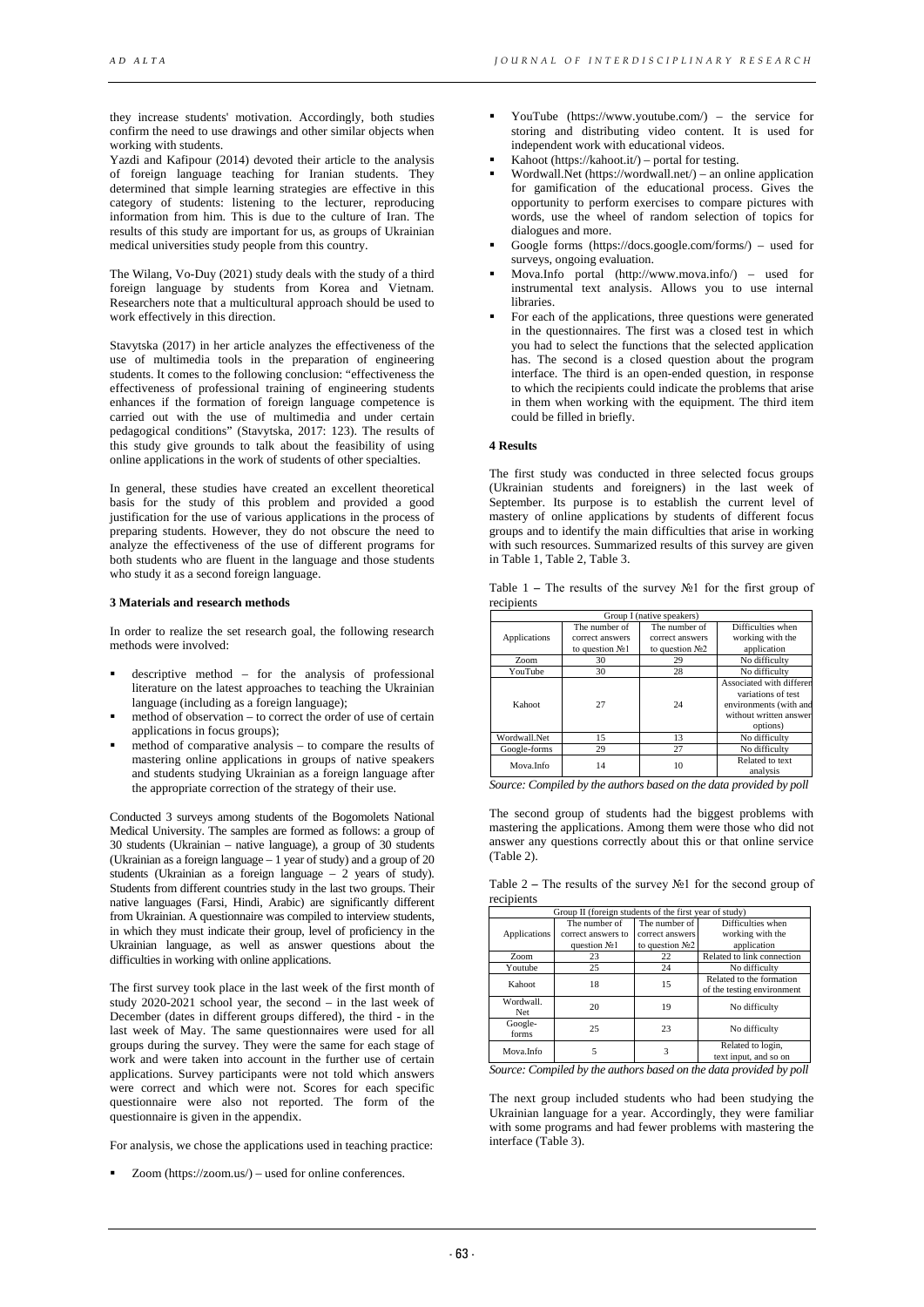they increase students' motivation. Accordingly, both studies confirm the need to use drawings and other similar objects when working with students.

Yazdi and Kafipour (2014) devoted their article to the analysis of foreign language teaching for Iranian students. They determined that simple learning strategies are effective in this category of students: listening to the lecturer, reproducing information from him. This is due to the culture of Iran. The results of this study are important for us, as groups of Ukrainian medical universities study people from this country.

The Wilang, Vo-Duy (2021) study deals with the study of a third foreign language by students from Korea and Vietnam. Researchers note that a multicultural approach should be used to work effectively in this direction.

Stavytska (2017) in her article analyzes the effectiveness of the use of multimedia tools in the preparation of engineering students. It comes to the following conclusion: "effectiveness the effectiveness of professional training of engineering students enhances if the formation of foreign language competence is carried out with the use of multimedia and under certain pedagogical conditions" (Stavytska, 2017: 123). The results of this study give grounds to talk about the feasibility of using online applications in the work of students of other specialties.

In general, these studies have created an excellent theoretical basis for the study of this problem and provided a good justification for the use of various applications in the process of preparing students. However, they do not obscure the need to analyze the effectiveness of the use of different programs for both students who are fluent in the language and those students who study it as a second foreign language.

**3 Materials and research methods**

In order to realize the set research goal, the following research methods were involved:

- descriptive method – for the analysis of professional literature on the latest approaches to teaching the Ukrainian language (including as a foreign language);
- method of observation – to correct the order of use of certain applications in focus groups);
- method of comparative analysis – to compare the results of mastering online applications in groups of native speakers and students studying Ukrainian as a foreign language after the appropriate correction of the strategy of their use.

Conducted 3 surveys among students of the Bogomolets National Medical University. The samples are formed as follows: a group of 30 students (Ukrainian – native language), a group of 30 students (Ukrainian as a foreign language – 1 year of study) and a group of 20 students (Ukrainian as a foreign language – 2 years of study). Students from different countries study in the last two groups. Their native languages (Farsi, Hindi, Arabic) are significantly different from Ukrainian. A questionnaire was compiled to interview students, in which they must indicate their group, level of proficiency in the Ukrainian language, as well as answer questions about the difficulties in working with online applications.

The first survey took place in the last week of the first month of study 2020-2021 school year, the second – in the last week of December (dates in different groups differed), the third - in the last week of May. The same questionnaires were used for all groups during the survey. They were the same for each stage of work and were taken into account in the further use of certain applications. Survey participants were not told which answers were correct and which were not. Scores for each specific questionnaire were also not reported. The form of the questionnaire is given in the appendix.

For analysis, we chose the applications used in teaching practice:

- Zoom (https://zoom.us/) – used for online conferences.
- YouTube (https://www.youtube.com/) – the service for storing and distributing video content. It is used for independent work with educational videos.
- Kahoot (https://kahoot.it/) – portal for testing.
- Wordwall.Net (https://wordwall.net/) – an online application for gamification of the educational process. Gives the opportunity to perform exercises to compare pictures with words, use the wheel of random selection of topics for dialogues and more.
- Google forms (https://docs.google.com/forms/) – used for surveys, ongoing evaluation.
- Mova.Info portal (http://www.mova.info/) – used for instrumental text analysis. Allows you to use internal libraries.
- For each of the applications, three questions were generated in the questionnaires. The first was a closed test in which you had to select the functions that the selected application has. The second is a closed question about the program interface. The third is an open-ended question, in response to which the recipients could indicate the problems that arise in them when working with the equipment. The third item could be filled in briefly.

**4 Results**

The first study was conducted in three selected focus groups (Ukrainian students and foreigners) in the last week of September. Its purpose is to establish the current level of mastery of online applications by students of different focus groups and to identify the main difficulties that arise in working with such resources. Summarized results of this survey are given in Table 1, Table 2, Table 3.

Table 1 – The results of the survey №1 for the first group of recipients

| Group I (native speakers) | | | |
|---|---|---|---|
| Applications | The number of correct answers to question №1 | The number of correct answers to question №2 | Difficulties when working with the application |
| Zoom | 30 | 29 | No difficulty |
| YouTube | 30 | 28 | No difficulty |
| Kahoot | 27 | 24 | Associated with differen variations of test environments (with and without written answer options) |
| Wordwall.Net | 15 | 13 | No difficulty |
| Google-forms | 29 | 27 | No difficulty |
| Mova.Info | 14 | 10 | Related to text analysis |

*Source: Compiled by the authors based on the data provided by poll*

The second group of students had the biggest problems with mastering the applications. Among them were those who did not answer any questions correctly about this or that online service (Table 2).

Table 2 – The results of the survey №1 for the second group of recipients

| Group II (foreign students of the first year of study) | | | |
|---|---|---|---|
| Applications | The number of correct answers to question №1 | The number of correct answers to question №2 | Difficulties when working with the application |
| Zoom | 23 | 22 | Related to link connection |
| Youtube | 25 | 24 | No difficulty |
| Kahoot | 18 | 15 | Related to the formation of the testing environment |
| Wordwall. Net | 20 | 19 | No difficulty |
| Google-forms | 25 | 23 | No difficulty |
| Mova.Info | 5 | 3 | Related to login, text input, and so on |

*Source: Compiled by the authors based on the data provided by poll*

The next group included students who had been studying the Ukrainian language for a year. Accordingly, they were familiar with some programs and had fewer problems with mastering the interface (Table 3).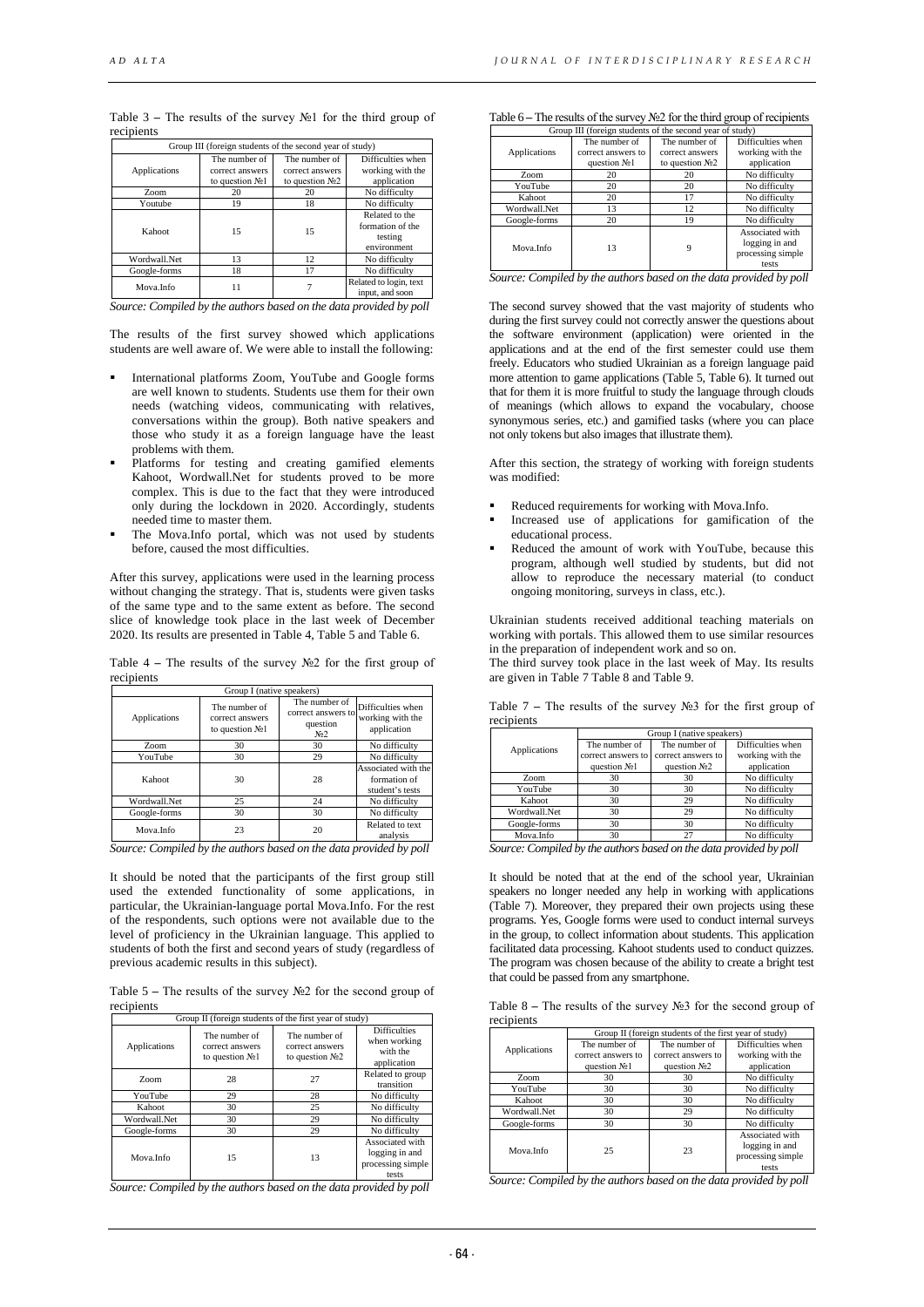Table 3 – The results of the survey №1 for the third group of recipients

| Group III (foreign students of the second year of study) | | | |
|---|---|---|---|
| Applications | The number of correct answers to question №1 | The number of correct answers to question №2 | Difficulties when working with the application |
| Zoom | 20 | 20 | No difficulty |
| Youtube | 19 | 18 | No difficulty |
| Kahoot | 15 | 15 | Related to the formation of the testing environment |
| Wordwall.Net | 13 | 12 | No difficulty |
| Google-forms | 18 | 17 | No difficulty |
| Mova.Info | 11 | 7 | Related to login, text input, and soon |

*Source: Compiled by the authors based on the data provided by poll*

The results of the first survey showed which applications students are well aware of. We were able to install the following:

- International platforms Zoom, YouTube and Google forms are well known to students. Students use them for their own needs (watching videos, communicating with relatives, conversations within the group). Both native speakers and those who study it as a foreign language have the least problems with them.
- Platforms for testing and creating gamified elements Kahoot, Wordwall.Net for students proved to be more complex. This is due to the fact that they were introduced only during the lockdown in 2020. Accordingly, students needed time to master them.
- The Mova.Info portal, which was not used by students before, caused the most difficulties.

After this survey, applications were used in the learning process without changing the strategy. That is, students were given tasks of the same type and to the same extent as before. The second slice of knowledge took place in the last week of December 2020. Its results are presented in Table 4, Table 5 and Table 6.

Table 4 – The results of the survey №2 for the first group of recipients

| Group I (native speakers) | | | |
|---|---|---|---|
| Applications | The number of correct answers to question №1 | The number of correct answers to question №2 | Difficulties when working with the application |
| Zoom | 30 | 30 | No difficulty |
| YouTube | 30 | 29 | No difficulty |
| Kahoot | 30 | 28 | Associated with the formation of student's tests |
| Wordwall.Net | 25 | 24 | No difficulty |
| Google-forms | 30 | 30 | No difficulty |
| Mova.Info | 23 | 20 | Related to text analysis |

*Source: Compiled by the authors based on the data provided by poll*

It should be noted that the participants of the first group still used the extended functionality of some applications, in particular, the Ukrainian-language portal Mova.Info. For the rest of the respondents, such options were not available due to the level of proficiency in the Ukrainian language. This applied to students of both the first and second years of study (regardless of previous academic results in this subject).

Table 5 – The results of the survey №2 for the second group of recipients

| Group II (foreign students of the first year of study) | | | |
|---|---|---|---|
| Applications | The number of correct answers to question №1 | The number of correct answers to question №2 | Difficulties when working with the application |
| Zoom | 28 | 27 | Related to group transition |
| YouTube | 29 | 28 | No difficulty |
| Kahoot | 30 | 25 | No difficulty |
| Wordwall.Net | 30 | 29 | No difficulty |
| Google-forms | 30 | 29 | No difficulty |
| Mova.Info | 15 | 13 | Associated with logging in and processing simple tests |

*Source: Compiled by the authors based on the data provided by poll*

Table 6 – The results of the survey №2 for the third group of recipients

| Group III (foreign students of the second year of study) | | | |
|---|---|---|---|
| Applications | The number of correct answers to question №1 | The number of correct answers to question №2 | Difficulties when working with the application |
| Zoom | 20 | 20 | No difficulty |
| YouTube | 20 | 20 | No difficulty |
| Kahoot | 20 | 17 | No difficulty |
| Wordwall.Net | 13 | 12 | No difficulty |
| Google-forms | 20 | 19 | No difficulty |
| Mova.Info | 13 | 9 | Associated with logging in and processing simple tests |

*Source: Compiled by the authors based on the data provided by poll*

The second survey showed that the vast majority of students who during the first survey could not correctly answer the questions about the software environment (application) were oriented in the applications and at the end of the first semester could use them freely. Educators who studied Ukrainian as a foreign language paid more attention to game applications (Table 5, Table 6). It turned out that for them it is more fruitful to study the language through clouds of meanings (which allows to expand the vocabulary, choose synonymous series, etc.) and gamified tasks (where you can place not only tokens but also images that illustrate them).

After this section, the strategy of working with foreign students was modified:

- Reduced requirements for working with Mova.Info.
- Increased use of applications for gamification of the educational process.
- Reduced the amount of work with YouTube, because this program, although well studied by students, but did not allow to reproduce the necessary material (to conduct ongoing monitoring, surveys in class, etc.).

Ukrainian students received additional teaching materials on working with portals. This allowed them to use similar resources in the preparation of independent work and so on.

The third survey took place in the last week of May. Its results are given in Table 7 Table 8 and Table 9.

Table 7 – The results of the survey №3 for the first group of recipients

| Applications | Group I (native speakers) | | |
|---|---|---|---|
| | The number of correct answers to question №1 | The number of correct answers to question №2 | Difficulties when working with the application |
| Zoom | 30 | 30 | No difficulty |
| YouTube | 30 | 30 | No difficulty |
| Kahoot | 30 | 29 | No difficulty |
| Wordwall.Net | 30 | 29 | No difficulty |
| Google-forms | 30 | 30 | No difficulty |
| Mova.Info | 30 | 27 | No difficulty |

*Source: Compiled by the authors based on the data provided by poll*

It should be noted that at the end of the school year, Ukrainian speakers no longer needed any help in working with applications (Table 7). Moreover, they prepared their own projects using these programs. Yes, Google forms were used to conduct internal surveys in the group, to collect information about students. This application facilitated data processing. Kahoot students used to conduct quizzes. The program was chosen because of the ability to create a bright test that could be passed from any smartphone.

Table 8 – The results of the survey №3 for the second group of recipients

| Applications | Group II (foreign students of the first year of study) | | |
|---|---|---|---|
| | The number of correct answers to question №1 | The number of correct answers to question №2 | Difficulties when working with the application |
| Zoom | 30 | 30 | No difficulty |
| YouTube | 30 | 30 | No difficulty |
| Kahoot | 30 | 30 | No difficulty |
| Wordwall.Net | 30 | 29 | No difficulty |
| Google-forms | 30 | 30 | No difficulty |
| Mova.Info | 25 | 23 | Associated with logging in and processing simple tests |

*Source: Compiled by the authors based on the data provided by poll*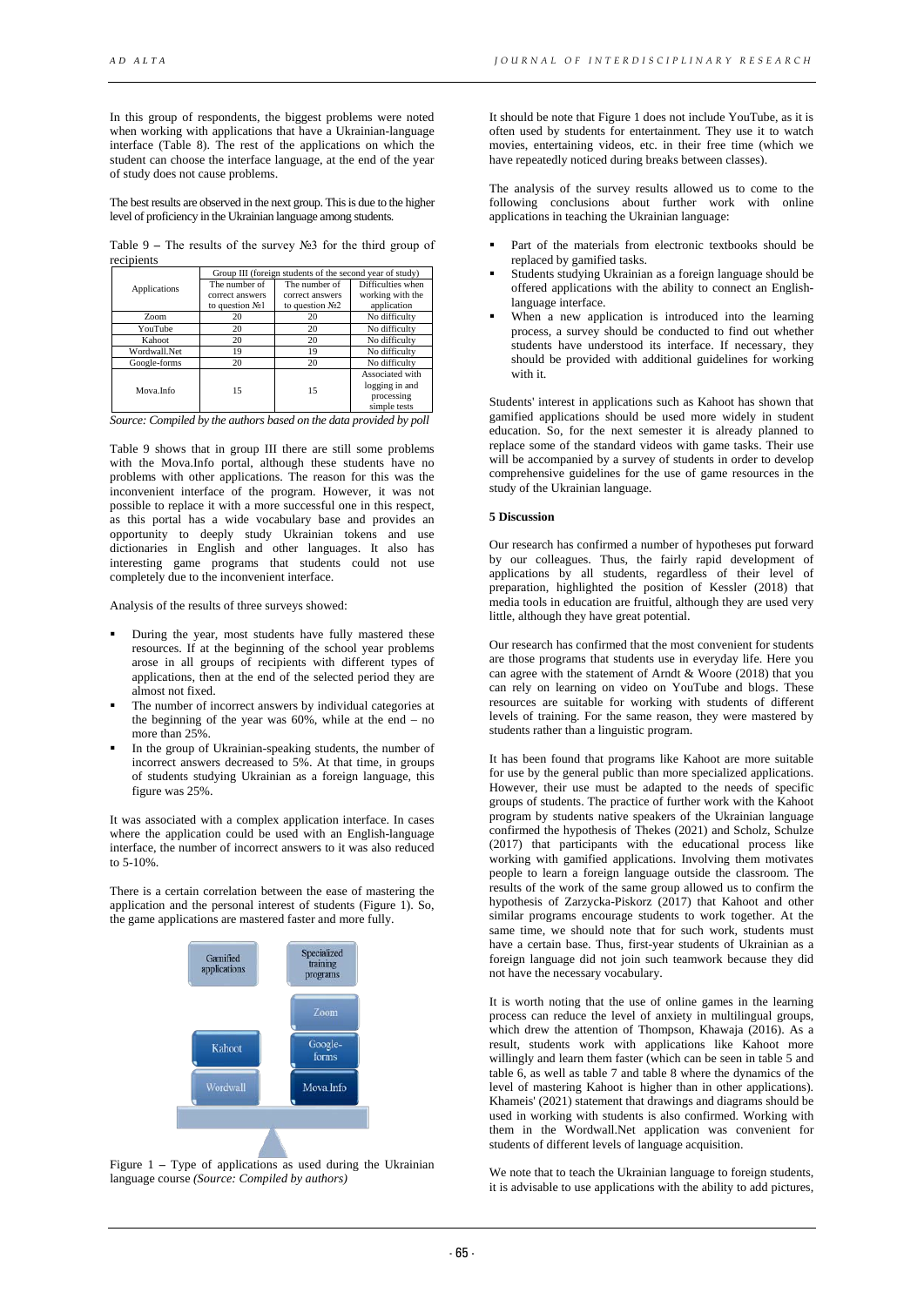In this group of respondents, the biggest problems were noted when working with applications that have a Ukrainian-language interface (Table 8). The rest of the applications on which the student can choose the interface language, at the end of the year of study does not cause problems.

The best results are observed in the next group. This is due to the higher level of proficiency in the Ukrainian language among students.

Table 9 – The results of the survey №3 for the third group of recipients

| Applications | Group III (foreign students of the second year of study) | | |
|---|---|---|---|
| | The number of correct answers to question №1 | The number of correct answers to question №2 | Difficulties when working with the application |
| Zoom | 20 | 20 | No difficulty |
| YouTube | 20 | 20 | No difficulty |
| Kahoot | 20 | 20 | No difficulty |
| Wordwall.Net | 19 | 19 | No difficulty |
| Google-forms | 20 | 20 | No difficulty |
| Mova.Info | 15 | 15 | Associated with logging in and processing simple tests |

*Source: Compiled by the authors based on the data provided by poll*

Table 9 shows that in group III there are still some problems with the Mova.Info portal, although these students have no problems with other applications. The reason for this was the inconvenient interface of the program. However, it was not possible to replace it with a more successful one in this respect, as this portal has a wide vocabulary base and provides an opportunity to deeply study Ukrainian tokens and use dictionaries in English and other languages. It also has interesting game programs that students could not use completely due to the inconvenient interface.

Analysis of the results of three surveys showed:

- During the year, most students have fully mastered these resources. If at the beginning of the school year problems arose in all groups of recipients with different types of applications, then at the end of the selected period they are almost not fixed.
- The number of incorrect answers by individual categories at the beginning of the year was 60%, while at the end – no more than 25%.
- In the group of Ukrainian-speaking students, the number of incorrect answers decreased to 5%. At that time, in groups of students studying Ukrainian as a foreign language, this figure was 25%.

It was associated with a complex application interface. In cases where the application could be used with an English-language interface, the number of incorrect answers to it was also reduced to 5-10%.

There is a certain correlation between the ease of mastering the application and the personal interest of students (Figure 1). So, the game applications are mastered faster and more fully.

Figure 1 – Type of applications as used during the Ukrainian language course *(Source: Compiled by authors)*

It should be note that Figure 1 does not include YouTube, as it is often used by students for entertainment. They use it to watch movies, entertaining videos, etc. in their free time (which we have repeatedly noticed during breaks between classes).

The analysis of the survey results allowed us to come to the following conclusions about further work with online applications in teaching the Ukrainian language:

- Part of the materials from electronic textbooks should be replaced by gamified tasks.
- Students studying Ukrainian as a foreign language should be offered applications with the ability to connect an English-language interface.
- When a new application is introduced into the learning process, a survey should be conducted to find out whether students have understood its interface. If necessary, they should be provided with additional guidelines for working with it.

Students' interest in applications such as Kahoot has shown that gamified applications should be used more widely in student education. So, for the next semester it is already planned to replace some of the standard videos with game tasks. Their use will be accompanied by a survey of students in order to develop comprehensive guidelines for the use of game resources in the study of the Ukrainian language.

## 5 Discussion

Our research has confirmed a number of hypotheses put forward by our colleagues. Thus, the fairly rapid development of applications by all students, regardless of their level of preparation, highlighted the position of Kessler (2018) that media tools in education are fruitful, although they are used very little, although they have great potential.

Our research has confirmed that the most convenient for students are those programs that students use in everyday life. Here you can agree with the statement of Arndt & Woore (2018) that you can rely on learning on video on YouTube and blogs. These resources are suitable for working with students of different levels of training. For the same reason, they were mastered by students rather than a linguistic program.

It has been found that programs like Kahoot are more suitable for use by the general public than more specialized applications. However, their use must be adapted to the needs of specific groups of students. The practice of further work with the Kahoot program by students native speakers of the Ukrainian language confirmed the hypothesis of Thekes (2021) and Scholz, Schulze (2017) that participants with the educational process like working with gamified applications. Involving them motivates people to learn a foreign language outside the classroom. The results of the work of the same group allowed us to confirm the hypothesis of Zarzycka-Piskorz (2017) that Kahoot and other similar programs encourage students to work together. At the same time, we should note that for such work, students must have a certain base. Thus, first-year students of Ukrainian as a foreign language did not join such teamwork because they did not have the necessary vocabulary.

It is worth noting that the use of online games in the learning process can reduce the level of anxiety in multilingual groups, which drew the attention of Thompson, Khawaja (2016). As a result, students work with applications like Kahoot more willingly and learn them faster (which can be seen in table 5 and table 6, as well as table 7 and table 8 where the dynamics of the level of mastering Kahoot is higher than in other applications). Khameis' (2021) statement that drawings and diagrams should be used in working with students is also confirmed. Working with them in the Wordwall.Net application was convenient for students of different levels of language acquisition.

We note that to teach the Ukrainian language to foreign students, it is advisable to use applications with the ability to add pictures,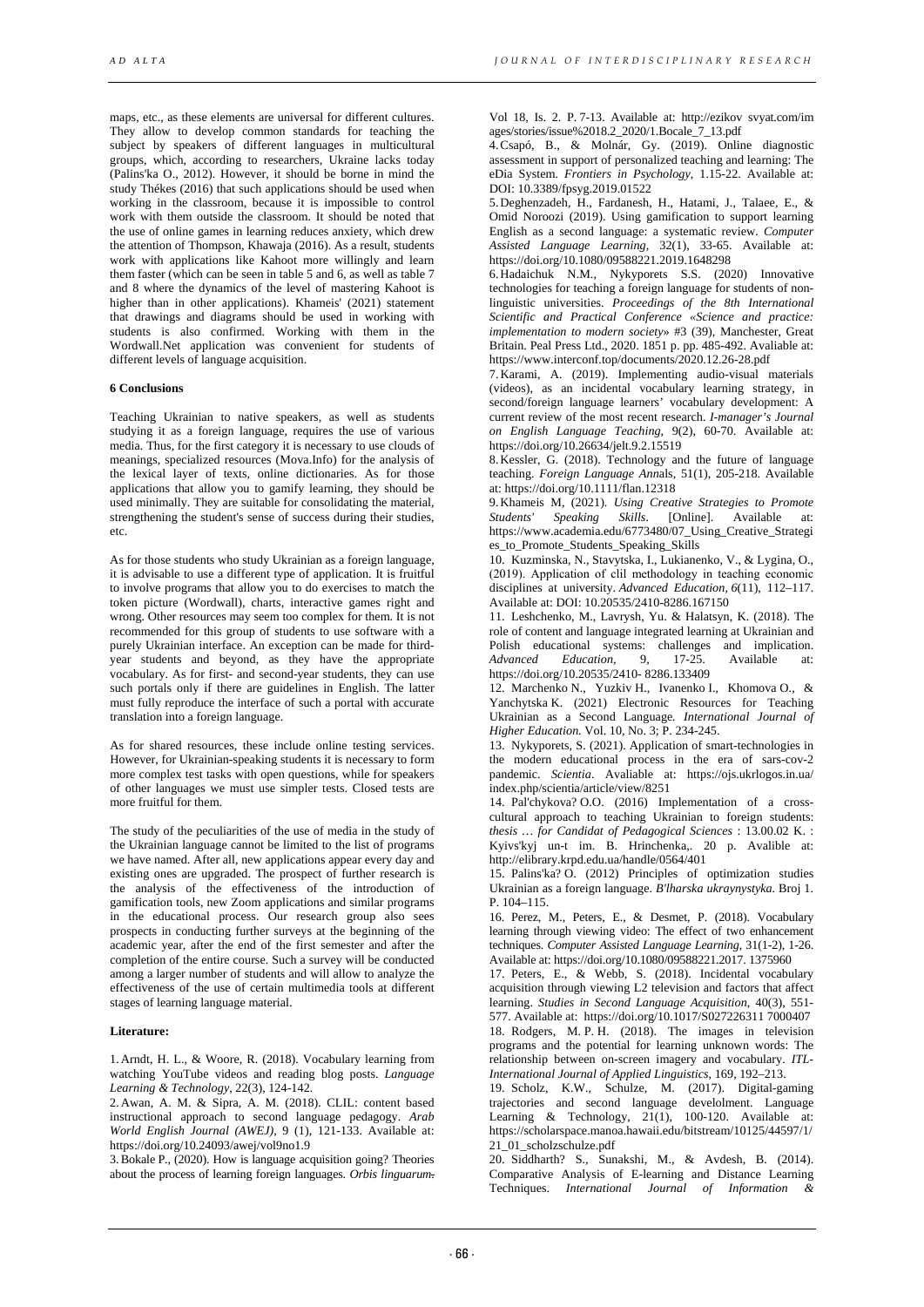maps, etc., as these elements are universal for different cultures. They allow to develop common standards for teaching the subject by speakers of different languages in multicultural groups, which, according to researchers, Ukraine lacks today (Palins'ka O., 2012). However, it should be borne in mind the study Thékes (2016) that such applications should be used when working in the classroom, because it is impossible to control work with them outside the classroom. It should be noted that the use of online games in learning reduces anxiety, which drew the attention of Thompson, Khawaja (2016). As a result, students work with applications like Kahoot more willingly and learn them faster (which can be seen in table 5 and 6, as well as table 7 and 8 where the dynamics of the level of mastering Kahoot is higher than in other applications). Khameis' (2021) statement that drawings and diagrams should be used in working with students is also confirmed. Working with them in the Wordwall.Net application was convenient for students of different levels of language acquisition.

**6 Conclusions**

Teaching Ukrainian to native speakers, as well as students studying it as a foreign language, requires the use of various media. Thus, for the first category it is necessary to use clouds of meanings, specialized resources (Mova.Info) for the analysis of the lexical layer of texts, online dictionaries. As for those applications that allow you to gamify learning, they should be used minimally. They are suitable for consolidating the material, strengthening the student's sense of success during their studies, etc.

As for those students who study Ukrainian as a foreign language, it is advisable to use a different type of application. It is fruitful to involve programs that allow you to do exercises to match the token picture (Wordwall), charts, interactive games right and wrong. Other resources may seem too complex for them. It is not recommended for this group of students to use software with a purely Ukrainian interface. An exception can be made for third-year students and beyond, as they have the appropriate vocabulary. As for first- and second-year students, they can use such portals only if there are guidelines in English. The latter must fully reproduce the interface of such a portal with accurate translation into a foreign language.

As for shared resources, these include online testing services. However, for Ukrainian-speaking students it is necessary to form more complex test tasks with open questions, while for speakers of other languages we must use simpler tests. Closed tests are more fruitful for them.

The study of the peculiarities of the use of media in the study of the Ukrainian language cannot be limited to the list of programs we have named. After all, new applications appear every day and existing ones are upgraded. The prospect of further research is the analysis of the effectiveness of the introduction of gamification tools, new Zoom applications and similar programs in the educational process. Our research group also sees prospects in conducting further surveys at the beginning of the academic year, after the end of the first semester and after the completion of the entire course. Such a survey will be conducted among a larger number of students and will allow to analyze the effectiveness of the use of certain multimedia tools at different stages of learning language material.

**Literature:**

1. Arndt, H. L., & Woore, R. (2018). Vocabulary learning from watching YouTube videos and reading blog posts. *Language Learning & Technology*, 22(3), 124-142.
2. Awan, A. M. & Sipra, A. M. (2018). CLIL: content based instructional approach to second language pedagogy. *Arab World English Journal (AWEJ)*, 9 (1), 121-133. Available at: https://doi.org/10.24093/awej/vol9no1.9
3. Bokale P., (2020). How is language acquisition going? Theories about the process of learning foreign languages. *Orbis linguarum*. Vol 18, Is. 2. P. 7-13. Available at: http://ezikov svyat.com/images/stories/issue%2018.2_2020/1.Bocale_7_13.pdf
4. Csapó, B., & Molnár, Gy. (2019). Online diagnostic assessment in support of personalized teaching and learning: The eDia System. *Frontiers in Psychology*, 1.15-22. Available at: DOI: 10.3389/fpsyg.2019.01522
5. Deghenzadeh, H., Fardanesh, H., Hatami, J., Talaee, E., & Omid Noroozi (2019). Using gamification to support learning English as a second language: a systematic review. *Computer Assisted Language Learning*, 32(1), 33-65. Available at: https://doi.org/10.1080/09588221.2019.1648298
6. Hadaichuk N.M., Nykyporets S.S. (2020) Innovative technologies for teaching a foreign language for students of non-linguistic universities. *Proceedings of the 8th International Scientific and Practical Conference «Science and practice: implementation to modern society»* #3 (39), Manchester, Great Britain. Peal Press Ltd., 2020. 1851 p. pp. 485-492. Avaliable at: https://www.interconf.top/documents/2020.12.26-28.pdf
7. Karami, A. (2019). Implementing audio-visual materials (videos), as an incidental vocabulary learning strategy, in second/foreign language learners' vocabulary development: A current review of the most recent research. *I-manager's Journal on English Language Teaching*, 9(2), 60-70. Available at: https://doi.org/10.26634/jelt.9.2.15519
8. Kessler, G. (2018). Technology and the future of language teaching. *Foreign Language Ann*als, 51(1), 205-218. Available at: https://doi.org/10.1111/flan.12318
9. Khameis M, (2021). *Using Creative Strategies to Promote Students' Speaking Skills*. [Online]. Available at: https://www.academia.edu/6773480/07_Using_Creative_Strategies_to_Promote_Students_Speaking_Skills
10. Kuzminska, N., Stavytska, I., Lukianenko, V., & Lygina, O., (2019). Application of clil methodology in teaching economic disciplines at university. *Advanced Education*, *6*(11), 112–117. Available at: DOI: 10.20535/2410-8286.167150
11. Leshchenko, M., Lavrysh, Yu. & Halatsyn, K. (2018). The role of content and language integrated learning at Ukrainian and Polish educational systems: challenges and implication. *Advanced Education*, 9, 17-25. Available at: https://doi.org/10.20535/2410- 8286.133409
12. Marchenko N., Yuzkiv H., Ivanenko I., Khomova O., & Yanchytska K. (2021) Electronic Resources for Teaching Ukrainian as a Second Language. *International Journal of Higher Education.* Vol. 10, No. 3; P. 234-245.
13. Nykyporets, S. (2021). Application of smart-technologies in the modern educational process in the era of sars-cov-2 pandemic. *Scientia*. Avaliable at: https://ojs.ukrlogos.in.ua/index.php/scientia/article/view/8251
14. Pal'chykova? O.O. (2016) Implementation of a cross-cultural approach to teaching Ukrainian to foreign students: *thesis … for Candidat of Pedagogical Sciences* : 13.00.02 K. : Kyivs'kyj un-t im. B. Hrinchenka,. 20 p. Avalible at: http://elibrary.krpd.edu.ua/handle/0564/401
15. Palins'ka? O. (2012) Principles of optimization studies Ukrainian as a foreign language. *B'lharska ukraynystyka.* Broj 1. P. 104–115.
16. Perez, M., Peters, E., & Desmet, P. (2018). Vocabulary learning through viewing video: The effect of two enhancement techniques. *Computer Assisted Language Learning*, 31(1-2), 1-26. Available at: https://doi.org/10.1080/09588221.2017. 1375960
17. Peters, E., & Webb, S. (2018). Incidental vocabulary acquisition through viewing L2 television and factors that affect learning. *Studies in Second Language Acquisition*, 40(3), 551-577. Available at: https://doi.org/10.1017/S027226311 7000407
18. Rodgers, M. P. H. (2018). The images in television programs and the potential for learning unknown words: The relationship between on-screen imagery and vocabulary. *ITL-International Journal of Applied Linguistics*, 169, 192–213.
19. Scholz, K.W., Schulze, M. (2017). Digital-gaming trajectories and second language develolment. Language Learning & Technology, 21(1), 100-120. Available at: https://scholarspace.manoa.hawaii.edu/bitstream/10125/44597/1/21_01_scholzschulze.pdf
20. Siddharth? S., Sunakshi, M., & Avdesh, B. (2014). Comparative Analysis of E-learning and Distance Learning Techniques. *International Journal of Information &*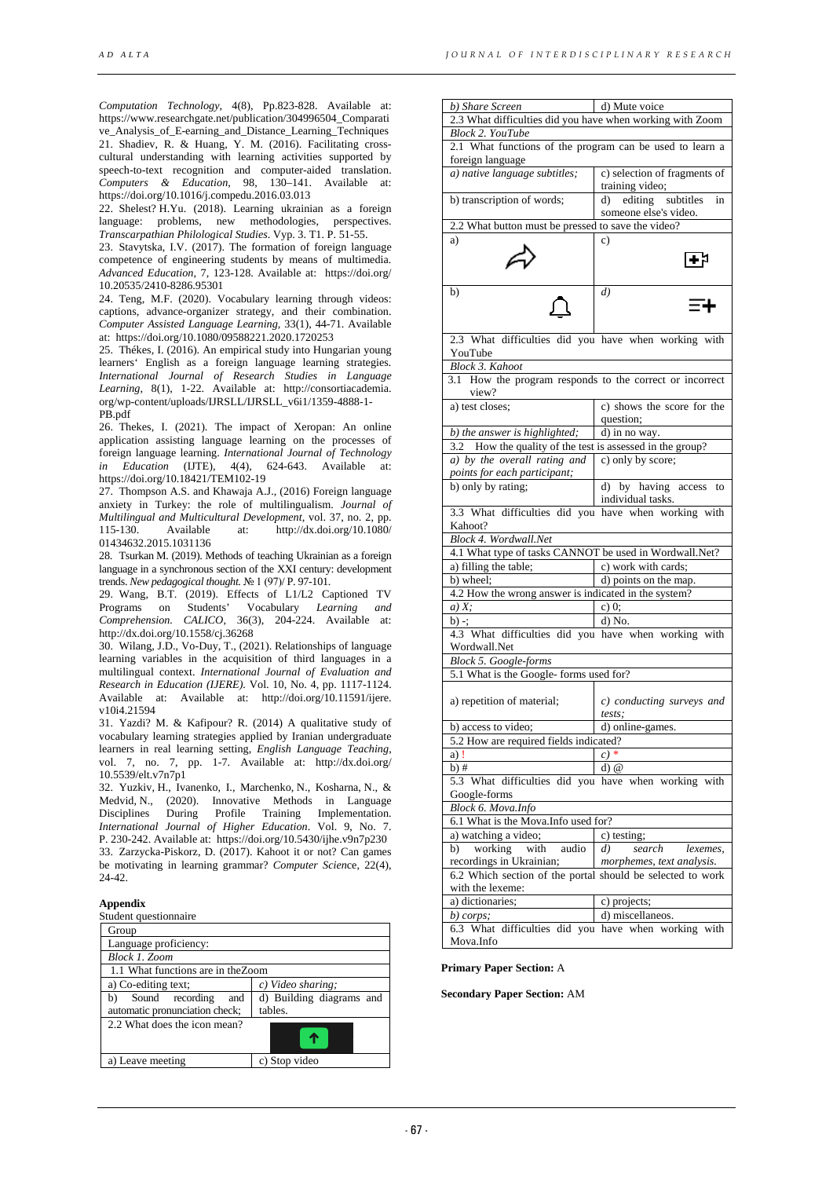*Computation Technology*, 4(8), Pp.823-828. Available at: https://www.researchgate.net/publication/304996504_Comparative_Analysis_of_E-earning_and_Distance_Learning_Techniques

21. Shadiev, R. & Huang, Y. M. (2016). Facilitating cross-cultural understanding with learning activities supported by speech-to-text recognition and computer-aided translation. *Computers & Education*, 98, 130–141. Available at: https://doi.org/10.1016/j.compedu.2016.03.013

22. Shelest? H.Yu. (2018). Learning ukrainian as a foreign language: problems, new methodologies, perspectives. *Transcarpathian Philological Studies*. Vyp. 3. T1. P. 51-55.

23. Stavytska, I.V. (2017). The formation of foreign language competence of engineering students by means of multimedia. *Advanced Education*, 7, 123-128. Available at: https://doi.org/10.20535/2410-8286.95301

24. Teng, M.F. (2020). Vocabulary learning through videos: captions, advance-organizer strategy, and their combination. *Computer Assisted Language Learning*, 33(1), 44-71. Available at: https://doi.org/10.1080/09588221.2020.1720253

25. Thékes, I. (2016). An empirical study into Hungarian young learners' English as a foreign language learning strategies. *International Journal of Research Studies in Language Learning*, 8(1), 1-22. Available at: http://consortiacademia.org/wp-content/uploads/IJRSLL/IJRSLL_v6i1/1359-4888-1-PB.pdf

26. Thekes, I. (2021). The impact of Xeropan: An online application assisting language learning on the processes of foreign language learning. *International Journal of Technology in Education* (IJTE), 4(4), 624-643. Available at: https://doi.org/10.18421/TEM102-19

27. Thompson A.S. and Khawaja A.J., (2016) Foreign language anxiety in Turkey: the role of multilingualism. *Journal of Multilingual and Multicultural Development*, vol. 37, no. 2, pp. 115-130. Available at: http://dx.doi.org/10.1080/01434632.2015.1031136

28. Tsurkan M. (2019). Methods of teaching Ukrainian as a foreign language in a synchronous section of the XXI century: development trends. *New pedagogical thought*. № 1 (97)/ P. 97-101.

29. Wang, B.T. (2019). Effects of L1/L2 Captioned TV Programs on Students' Vocabulary *Learning and Comprehension*. *CALICO*, 36(3), 204-224. Available at: http://dx.doi.org/10.1558/cj.36268

30. Wilang, J.D., Vo-Duy, T., (2021). Relationships of language learning variables in the acquisition of third languages in a multilingual context. *International Journal of Evaluation and Research in Education (IJERE)*. Vol. 10, No. 4, pp. 1117-1124. Available at: Available at: http://doi.org/10.11591/ijere.v10i4.21594

31. Yazdi? M. & Kafipour? R. (2014) A qualitative study of vocabulary learning strategies applied by Iranian undergraduate learners in real learning setting, *English Language Teaching*, vol. 7, no. 7, pp. 1-7. Available at: http://dx.doi.org/10.5539/elt.v7n7p1

32. Yuzkiv, H., Ivanenko, I., Marchenko, N., Kosharna, N., & Medvid, N., (2020). Innovative Methods in Language Disciplines During Profile Training Implementation. *International Journal of Higher Education*. Vol. 9, No. 7. P. 230-242. Available at: https://doi.org/10.5430/ijhe.v9n7p230

33. Zarzycka-Piskorz, D. (2017). Kahoot it or not? Can games be motivating in learning grammar? *Computer Scienc*e, 22(4), 24-42.

**Appendix**

Student questionnaire

| | |
|---|---|
| Group | |
| Language proficiency: | |
| *Block 1. Zoom* | |
| 1.1 What functions are in theZoom | |
| a) Co-editing text; | *c) Video sharing;* |
| b) Sound recording and automatic pronunciation check; | d) Building diagrams and tables. |
| 2.2 What does the icon mean? | [icon] |
| a) Leave meeting | c) Stop video |
| *b) Share Screen* | d) Mute voice |
| 2.3 What difficulties did you have when working with Zoom | |
| *Block 2. YouTube* | |
| 2.1 What functions of the program can be used to learn a foreign language | |
| *a) native language subtitles;* | c) selection of fragments of training video; |
| b) transcription of words; | d) editing subtitles in someone else's video. |
| 2.2 What button must be pressed to save the video? | |
| a) [icon] | c) [icon] |
| b) [icon] | *d)* [icon] |
| 2.3 What difficulties did you have when working with YouTube | |
| *Block 3. Kahoot* | |
| 3.1 How the program responds to the correct or incorrect view? | |
| a) test closes; | c) shows the score for the question; |
| *b) the answer is highlighted;* | d) in no way. |
| 3.2 How the quality of the test is assessed in the group? | |
| *a) by the overall rating and points for each participant;* | c) only by score; |
| b) only by rating; | d) by having access to individual tasks. |
| 3.3 What difficulties did you have when working with Kahoot? | |
| *Block 4. Wordwall.Net* | |
| 4.1 What type of tasks CANNOT be used in Wordwall.Net? | |
| a) filling the table; | c) work with cards; |
| b) wheel; | d) points on the map. |
| 4.2 How the wrong answer is indicated in the system? | |
| *a) X;* | c) 0; |
| b) -; | d) No. |
| 4.3 What difficulties did you have when working with Wordwall.Net | |
| *Block 5. Google-forms* | |
| 5.1 What is the Google- forms used for? | |
| a) repetition of material; | *c) conducting surveys and tests;* |
| b) access to video; | d) online-games. |
| 5.2 How are required fields indicated? | |
| a) ! | *c) \** |
| b) # | d) @ |
| 5.3 What difficulties did you have when working with Google-forms | |
| *Block 6. Mova.Info* | |
| 6.1 What is the Mova.Info used for? | |
| a) watching a video; | c) testing; |
| b) working with audio recordings in Ukrainian; | *d) search lexemes, morphemes, text analysis.* |
| 6.2 Which section of the portal should be selected to work with the lexeme: | |
| a) dictionaries; | c) projects; |
| *b) corps;* | d) miscellaneos. |
| 6.3 What difficulties did you have when working with Mova.Info | |

**Primary Paper Section:** A

**Secondary Paper Section:** AM